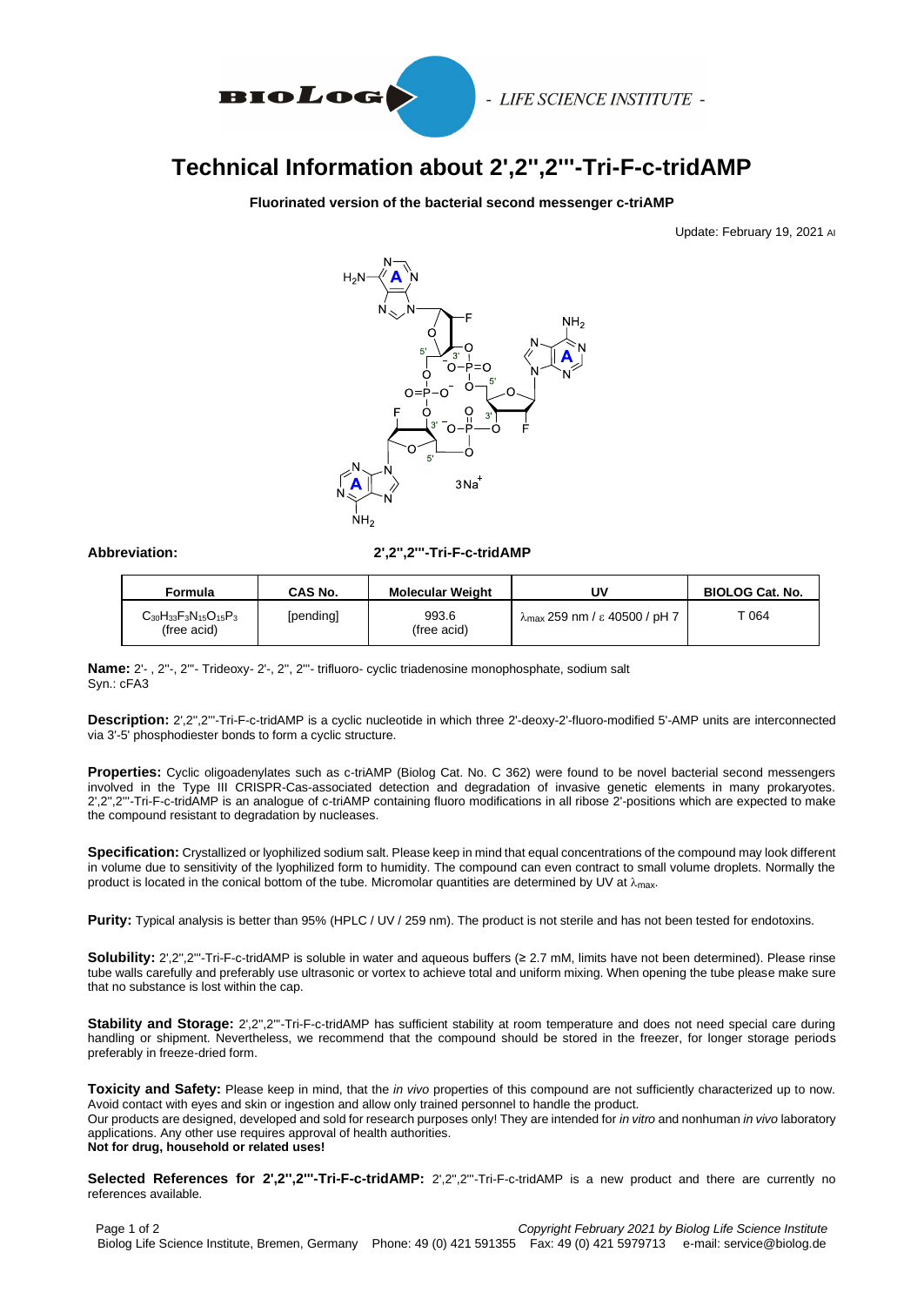# Technical Information about 2',2'',2'''-Tri-F-c-tridAMP

**Fluorinated version of the bacterial second messenger c-triAMP**

Update: February 19, 2021 AI

**Abbreviation:** **2',2'',2'''-Tri-F-c-tridAMP**

| Formula | CAS No. | Molecular Weight | UV | BIOLOG Cat. No. |
|---|---|---|---|---|
| $C_{30}H_{33}F_3N_{15}O_{15}P_3$ (free acid) | [pending] | 993.6 (free acid) | $\lambda_{max}$ 259 nm / ε 40500 / pH 7 | T 064 |

**Name:** 2'- , 2''-, 2'''- Trideoxy- 2'-, 2'', 2'''- trifluoro- cyclic triadenosine monophosphate, sodium salt
Syn.: cFA3

**Description:** 2',2'',2'''-Tri-F-c-tridAMP is a cyclic nucleotide in which three 2'-deoxy-2'-fluoro-modified 5'-AMP units are interconnected via 3'-5' phosphodiester bonds to form a cyclic structure.

**Properties:** Cyclic oligoadenylates such as c-triAMP (Biolog Cat. No. C 362) were found to be novel bacterial second messengers involved in the Type III CRISPR-Cas-associated detection and degradation of invasive genetic elements in many prokaryotes. 2',2'',2'''-Tri-F-c-tridAMP is an analogue of c-triAMP containing fluoro modifications in all ribose 2'-positions which are expected to make the compound resistant to degradation by nucleases.

**Specification:** Crystallized or lyophilized sodium salt. Please keep in mind that equal concentrations of the compound may look different in volume due to sensitivity of the lyophilized form to humidity. The compound can even contract to small volume droplets. Normally the product is located in the conical bottom of the tube. Micromolar quantities are determined by UV at $\lambda_{max}$.

**Purity:** Typical analysis is better than 95% (HPLC / UV / 259 nm). The product is not sterile and has not been tested for endotoxins.

**Solubility:** 2',2'',2'''-Tri-F-c-tridAMP is soluble in water and aqueous buffers (≥ 2.7 mM, limits have not been determined). Please rinse tube walls carefully and preferably use ultrasonic or vortex to achieve total and uniform mixing. When opening the tube please make sure that no substance is lost within the cap.

**Stability and Storage:** 2',2'',2'''-Tri-F-c-tridAMP has sufficient stability at room temperature and does not need special care during handling or shipment. Nevertheless, we recommend that the compound should be stored in the freezer, for longer storage periods preferably in freeze-dried form.

**Toxicity and Safety:** Please keep in mind, that the *in vivo* properties of this compound are not sufficiently characterized up to now. Avoid contact with eyes and skin or ingestion and allow only trained personnel to handle the product.
Our products are designed, developed and sold for research purposes only! They are intended for *in vitro* and nonhuman *in vivo* laboratory applications. Any other use requires approval of health authorities.
**Not for drug, household or related uses!**

**Selected References for 2',2'',2'''-Tri-F-c-tridAMP:** 2',2'',2'''-Tri-F-c-tridAMP is a new product and there are currently no references available.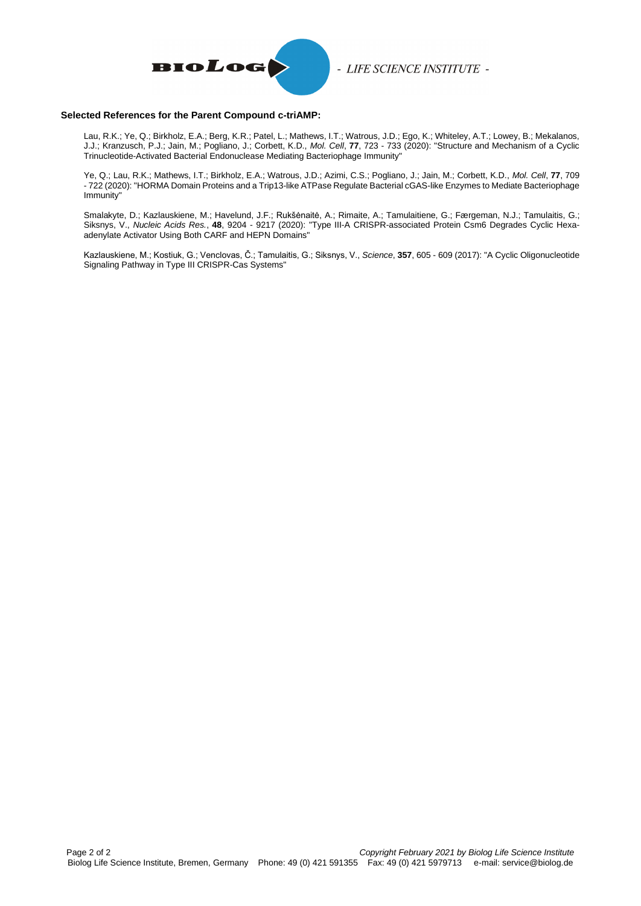### Selected References for the Parent Compound c-triAMP:

Lau, R.K.; Ye, Q.; Birkholz, E.A.; Berg, K.R.; Patel, L.; Mathews, I.T.; Watrous, J.D.; Ego, K.; Whiteley, A.T.; Lowey, B.; Mekalanos, J.J.; Kranzusch, P.J.; Jain, M.; Pogliano, J.; Corbett, K.D., *Mol. Cell*, **77**, 723 - 733 (2020): "Structure and Mechanism of a Cyclic Trinucleotide-Activated Bacterial Endonuclease Mediating Bacteriophage Immunity"

Ye, Q.; Lau, R.K.; Mathews, I.T.; Birkholz, E.A.; Watrous, J.D.; Azimi, C.S.; Pogliano, J.; Jain, M.; Corbett, K.D., *Mol. Cell*, **77**, 709 - 722 (2020): "HORMA Domain Proteins and a Trip13-like ATPase Regulate Bacterial cGAS-like Enzymes to Mediate Bacteriophage Immunity"

Smalakyte, D.; Kazlauskiene, M.; Havelund, J.F.; Rukšėnaitė, A.; Rimaite, A.; Tamulaitiene, G.; Færgeman, N.J.; Tamulaitis, G.; Siksnys, V., *Nucleic Acids Res.*, **48**, 9204 - 9217 (2020): "Type III-A CRISPR-associated Protein Csm6 Degrades Cyclic Hexa-adenylate Activator Using Both CARF and HEPN Domains"

Kazlauskiene, M.; Kostiuk, G.; Venclovas, Č.; Tamulaitis, G.; Siksnys, V., *Science*, **357**, 605 - 609 (2017): "A Cyclic Oligonucleotide Signaling Pathway in Type III CRISPR-Cas Systems"